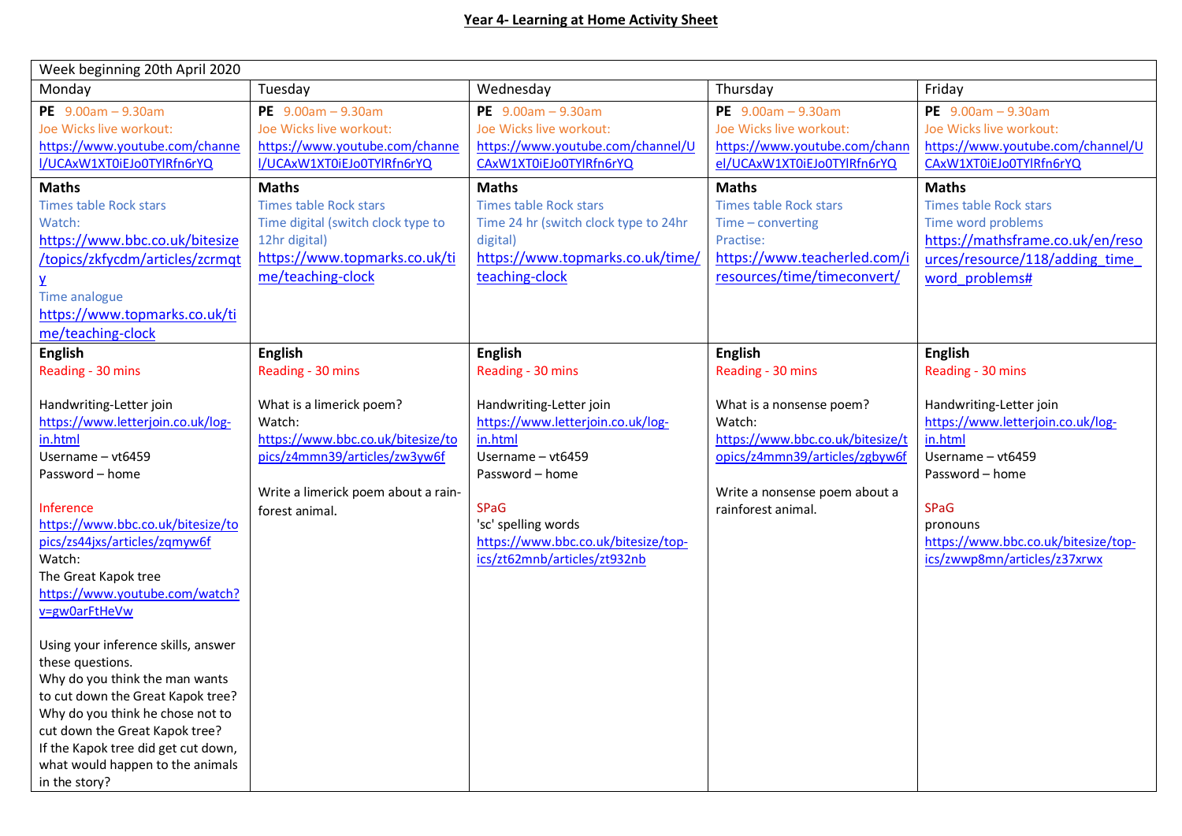# Year 4- Learning at Home Activity Sheet

| Week beginning 20th April 2020 | | | | |
|---|---|---|---|---|
| Monday | Tuesday | Wednesday | Thursday | Friday |
| **PE** 9.00am – 9.30am<br>Joe Wicks live workout:<br>https://www.youtube.com/channel/UCAxW1XT0iEJo0TYlRfn6rYQ | **PE** 9.00am – 9.30am<br>Joe Wicks live workout:<br>https://www.youtube.com/channel/UCAxW1XT0iEJo0TYlRfn6rYQ | **PE** 9.00am – 9.30am<br>Joe Wicks live workout:<br>https://www.youtube.com/channel/UCAxW1XT0iEJo0TYlRfn6rYQ | **PE** 9.00am – 9.30am<br>Joe Wicks live workout:<br>https://www.youtube.com/channel/UCAxW1XT0iEJo0TYlRfn6rYQ | **PE** 9.00am – 9.30am<br>Joe Wicks live workout:<br>https://www.youtube.com/channel/UCAxW1XT0iEJo0TYlRfn6rYQ |
| **Maths**<br>Times table Rock stars<br>Watch:<br>https://www.bbc.co.uk/bitesize/topics/zkfycdm/articles/zcrmqty<br>Time analogue<br>https://www.topmarks.co.uk/time/teaching-clock | **Maths**<br>Times table Rock stars<br>Time digital (switch clock type to 12hr digital)<br>https://www.topmarks.co.uk/time/teaching-clock | **Maths**<br>Times table Rock stars<br>Time 24 hr (switch clock type to 24hr digital)<br>https://www.topmarks.co.uk/time/teaching-clock | **Maths**<br>Times table Rock stars<br>Time – converting<br>Practise:<br>https://www.teacherled.com/iresources/time/timeconvert/ | **Maths**<br>Times table Rock stars<br>Time word problems<br>https://mathsframe.co.uk/en/resources/resource/118/adding_time_word_problems# |
| **English**<br>Reading - 30 mins<br><br>Handwriting-Letter join<br>https://www.letterjoin.co.uk/log-in.html<br>Username – vt6459<br>Password – home<br><br>Inference<br>https://www.bbc.co.uk/bitesize/topics/zs44jxs/articles/zqmyw6f<br>Watch:<br>The Great Kapok tree<br>https://www.youtube.com/watch?v=gw0arFtHeVw<br><br>Using your inference skills, answer these questions.<br>Why do you think the man wants to cut down the Great Kapok tree?<br>Why do you think he chose not to cut down the Great Kapok tree?<br>If the Kapok tree did get cut down, what would happen to the animals in the story? | **English**<br>Reading - 30 mins<br><br>What is a limerick poem?<br>Watch:<br>https://www.bbc.co.uk/bitesize/topics/z4mmn39/articles/zw3yw6f<br><br>Write a limerick poem about a rain-forest animal. | **English**<br>Reading - 30 mins<br><br>Handwriting-Letter join<br>https://www.letterjoin.co.uk/log-in.html<br>Username – vt6459<br>Password – home<br><br>SPaG<br>'sc' spelling words<br>https://www.bbc.co.uk/bitesize/topics/zt62mnb/articles/zt932nb | **English**<br>Reading - 30 mins<br><br>What is a nonsense poem?<br>Watch:<br>https://www.bbc.co.uk/bitesize/topics/z4mmn39/articles/zgbyw6f<br><br>Write a nonsense poem about a rainforest animal. | **English**<br>Reading - 30 mins<br><br>Handwriting-Letter join<br>https://www.letterjoin.co.uk/log-in.html<br>Username – vt6459<br>Password – home<br><br>SPaG<br>pronouns<br>https://www.bbc.co.uk/bitesize/topics/zwwp8mn/articles/z37xrwx |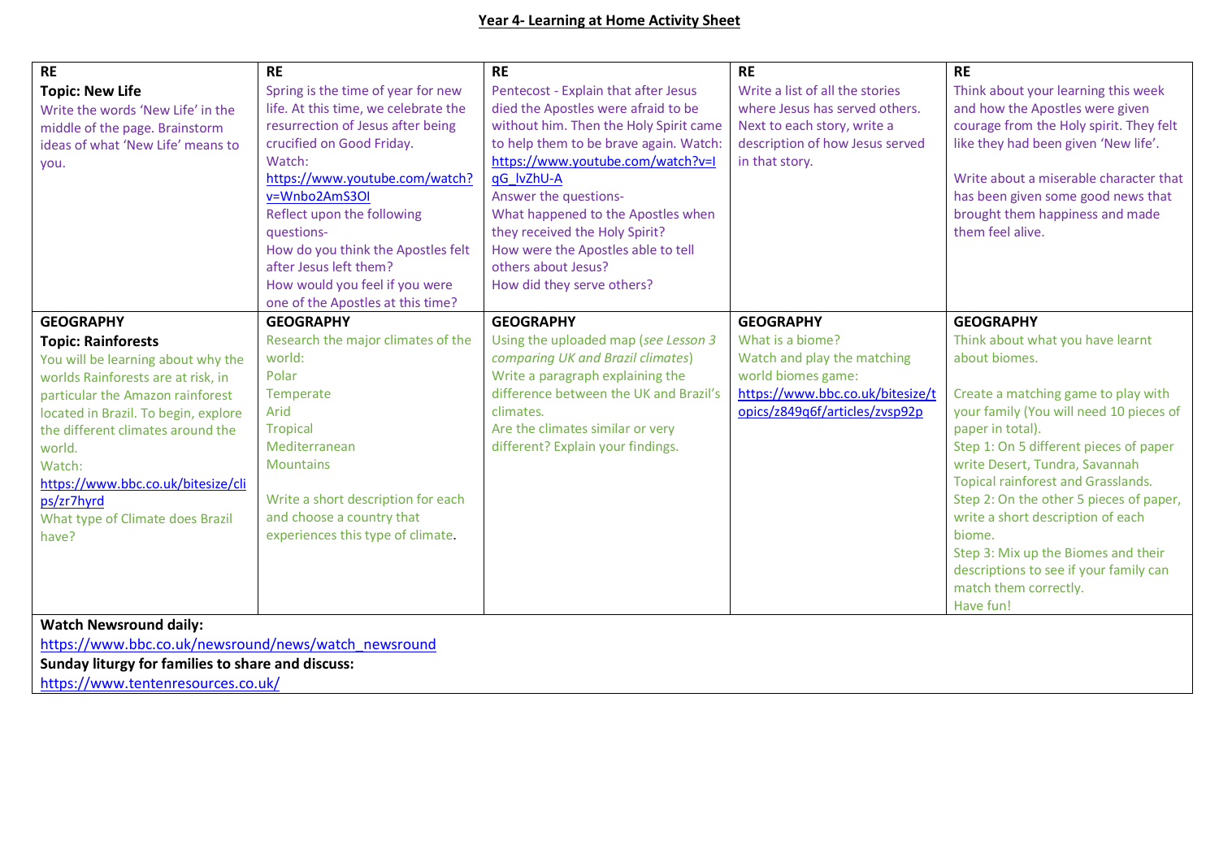**Year 4- Learning at Home Activity Sheet**

| | | | | |
|---|---|---|---|---|
| **RE**<br>**Topic: New Life**<br>Write the words 'New Life' in the middle of the page. Brainstorm ideas of what 'New Life' means to you. | **RE**<br>Spring is the time of year for new life. At this time, we celebrate the resurrection of Jesus after being crucified on Good Friday.<br>Watch:<br>https://www.youtube.com/watch?v=Wnbo2AmS3OI<br>Reflect upon the following questions-<br>How do you think the Apostles felt after Jesus left them?<br>How would you feel if you were one of the Apostles at this time? | **RE**<br>Pentecost - Explain that after Jesus died the Apostles were afraid to be without him. Then the Holy Spirit came to help them to be brave again. Watch: https://www.youtube.com/watch?v=IqG_lvZhU-A<br>Answer the questions-<br>What happened to the Apostles when they received the Holy Spirit?<br>How were the Apostles able to tell others about Jesus?<br>How did they serve others? | **RE**<br>Write a list of all the stories where Jesus has served others. Next to each story, write a description of how Jesus served in that story. | **RE**<br>Think about your learning this week and how the Apostles were given courage from the Holy spirit. They felt like they had been given 'New life'.<br><br>Write about a miserable character that has been given some good news that brought them happiness and made them feel alive. |
| **GEOGRAPHY**<br>**Topic: Rainforests**<br>You will be learning about why the worlds Rainforests are at risk, in particular the Amazon rainforest located in Brazil. To begin, explore the different climates around the world.<br>Watch:<br>https://www.bbc.co.uk/bitesize/clips/zr7hyrd<br>What type of Climate does Brazil have? | **GEOGRAPHY**<br>Research the major climates of the world:<br>Polar<br>Temperate<br>Arid<br>Tropical<br>Mediterranean<br>Mountains<br><br>Write a short description for each and choose a country that experiences this type of climate. | **GEOGRAPHY**<br>Using the uploaded map (*see Lesson 3 comparing UK and Brazil climates*)<br>Write a paragraph explaining the difference between the UK and Brazil's climates.<br>Are the climates similar or very different? Explain your findings. | **GEOGRAPHY**<br>What is a biome?<br>Watch and play the matching world biomes game:<br>https://www.bbc.co.uk/bitesize/topics/z849q6f/articles/zvsp92p | **GEOGRAPHY**<br>Think about what you have learnt about biomes.<br><br>Create a matching game to play with your family (You will need 10 pieces of paper in total).<br>Step 1: On 5 different pieces of paper write Desert, Tundra, Savannah Topical rainforest and Grasslands.<br>Step 2: On the other 5 pieces of paper, write a short description of each biome.<br>Step 3: Mix up the Biomes and their descriptions to see if your family can match them correctly.<br>Have fun! |

**Watch Newsround daily:**
https://www.bbc.co.uk/newsround/news/watch_newsround
**Sunday liturgy for families to share and discuss:**
https://www.tentenresources.co.uk/